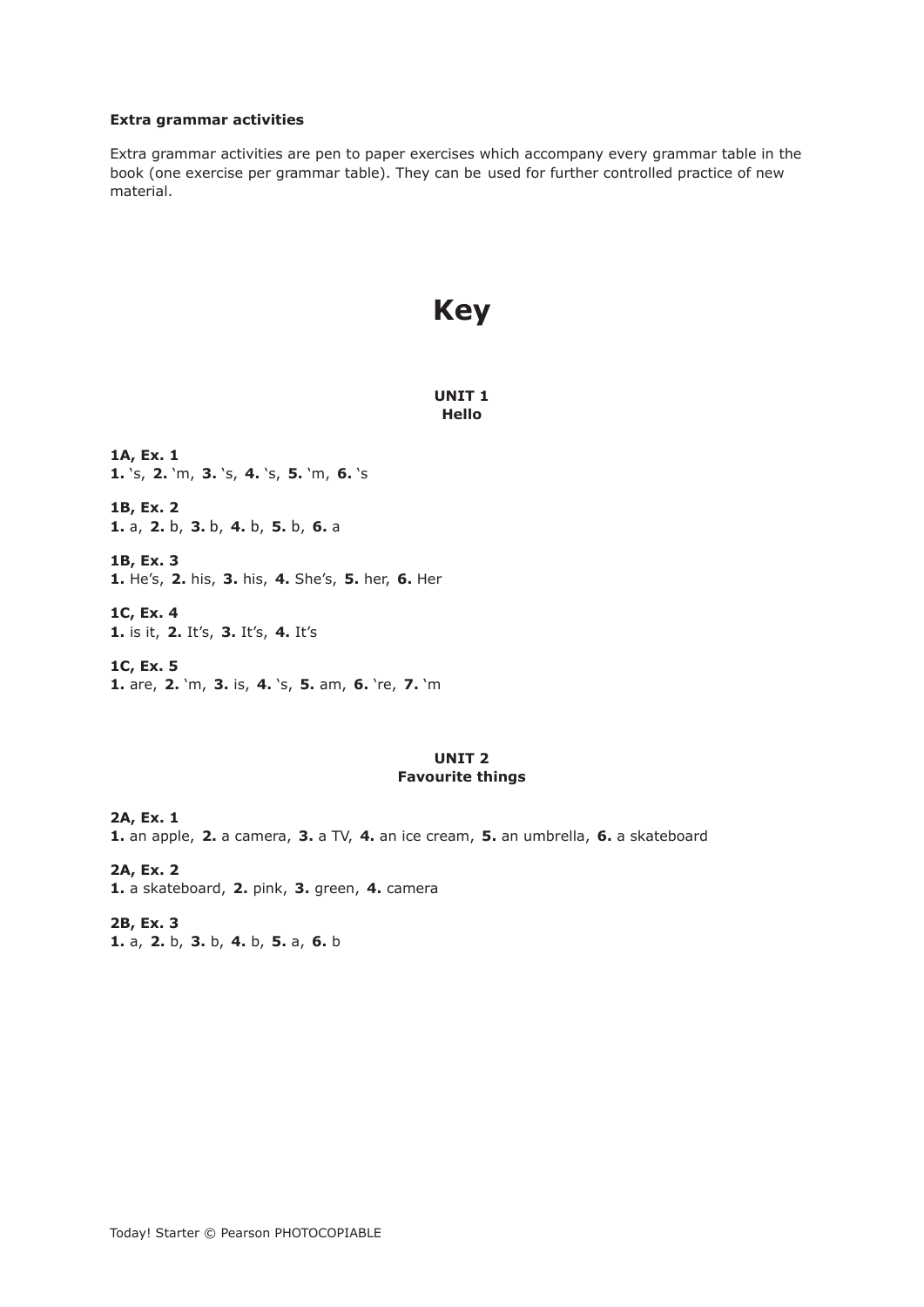**Extra grammar activities**

Extra grammar activities are pen to paper exercises which accompany every grammar table in the book (one exercise per grammar table). They can be used for further controlled practice of new material.

# Key

## UNIT 1
## Hello

**1A, Ex. 1**
**1.** 's, **2.** 'm, **3.** 's, **4.** 's, **5.** 'm, **6.** 's

**1B, Ex. 2**
**1.** a, **2.** b, **3.** b, **4.** b, **5.** b, **6.** a

**1B, Ex. 3**
**1.** He's, **2.** his, **3.** his, **4.** She's, **5.** her, **6.** Her

**1C, Ex. 4**
**1.** is it, **2.** It's, **3.** It's, **4.** It's

**1C, Ex. 5**
**1.** are, **2.** 'm, **3.** is, **4.** 's, **5.** am, **6.** 're, **7.** 'm

## UNIT 2
## Favourite things

**2A, Ex. 1**
**1.** an apple, **2.** a camera, **3.** a TV, **4.** an ice cream, **5.** an umbrella, **6.** a skateboard

**2A, Ex. 2**
**1.** a skateboard, **2.** pink, **3.** green, **4.** camera

**2B, Ex. 3**
**1.** a, **2.** b, **3.** b, **4.** b, **5.** a, **6.** b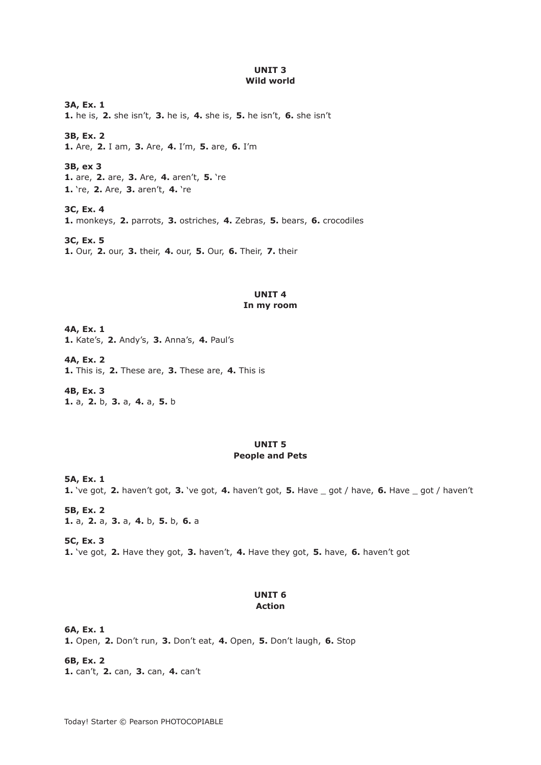## UNIT 3
## Wild world

**3A, Ex. 1**
**1.** he is, **2.** she isn’t, **3.** he is, **4.** she is, **5.** he isn’t, **6.** she isn’t

**3B, Ex. 2**
**1.** Are, **2.** I am, **3.** Are, **4.** I’m, **5.** are, **6.** I’m

**3B, ex 3**
**1.** are, **2.** are, **3.** Are, **4.** aren’t, **5.** ‘re
**1.** ‘re, **2.** Are, **3.** aren’t, **4.** ‘re

**3C, Ex. 4**
**1.** monkeys, **2.** parrots, **3.** ostriches, **4.** Zebras, **5.** bears, **6.** crocodiles

**3C, Ex. 5**
**1.** Our, **2.** our, **3.** their, **4.** our, **5.** Our, **6.** Their, **7.** their

## UNIT 4
## In my room

**4A, Ex. 1**
**1.** Kate’s, **2.** Andy’s, **3.** Anna’s, **4.** Paul’s

**4A, Ex. 2**
**1.** This is, **2.** These are, **3.** These are, **4.** This is

**4B, Ex. 3**
**1.** a, **2.** b, **3.** a, **4.** a, **5.** b

## UNIT 5
## People and Pets

**5A, Ex. 1**
**1.** ‘ve got, **2.** haven’t got, **3.** ‘ve got, **4.** haven’t got, **5.** Have _ got / have, **6.** Have _ got / haven’t

**5B, Ex. 2**
**1.** a, **2.** a, **3.** a, **4.** b, **5.** b, **6.** a

**5C, Ex. 3**
**1.** ‘ve got, **2.** Have they got, **3.** haven’t, **4.** Have they got, **5.** have, **6.** haven’t got

## UNIT 6
## Action

**6A, Ex. 1**
**1.** Open, **2.** Don’t run, **3.** Don’t eat, **4.** Open, **5.** Don’t laugh, **6.** Stop

**6B, Ex. 2**
**1.** can’t, **2.** can, **3.** can, **4.** can’t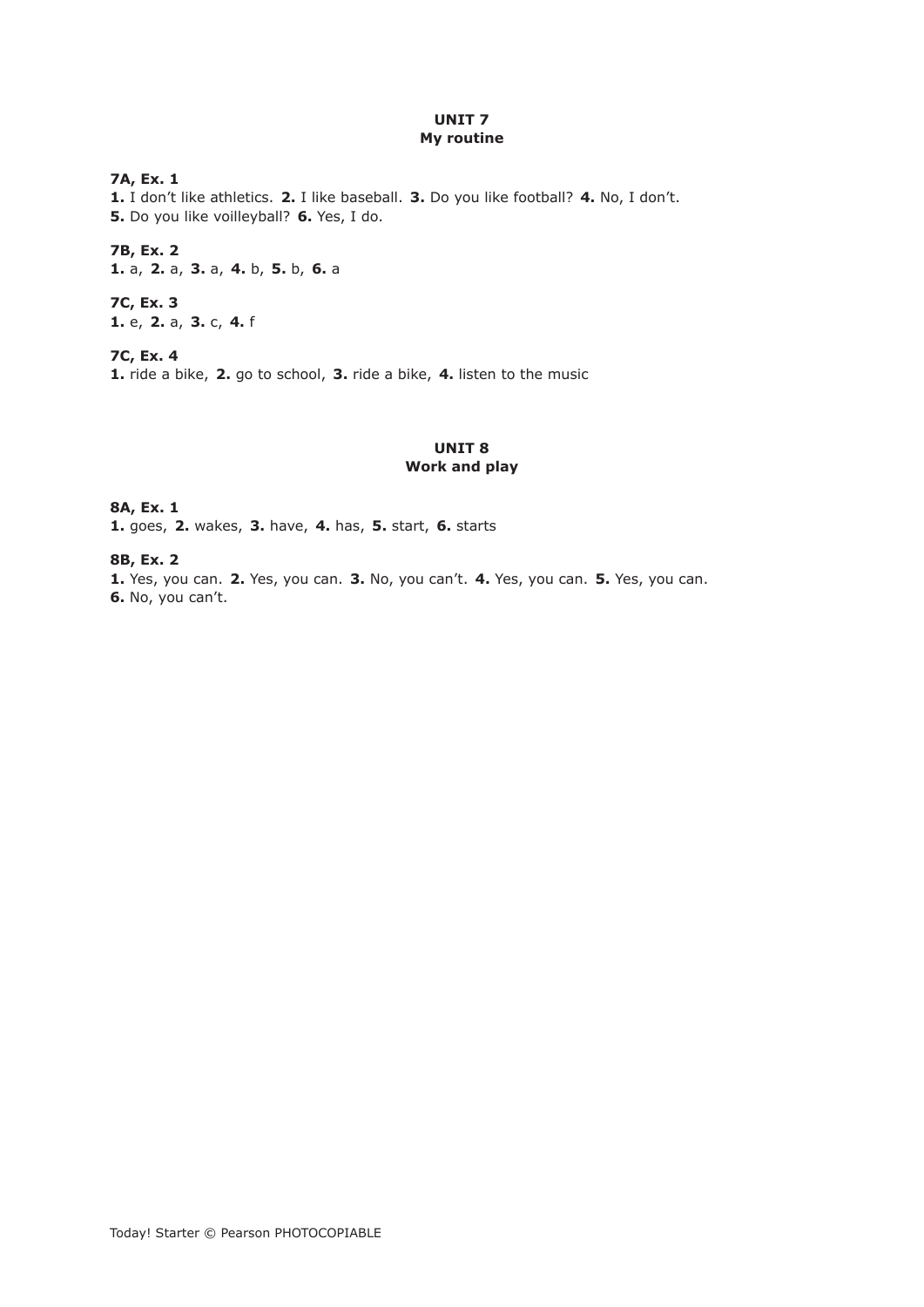## UNIT 7
## My routine

**7A, Ex. 1**
**1.** I don't like athletics. **2.** I like baseball. **3.** Do you like football? **4.** No, I don't. **5.** Do you like voilleyball? **6.** Yes, I do.

**7B, Ex. 2**
**1.** a, **2.** a, **3.** a, **4.** b, **5.** b, **6.** a

**7C, Ex. 3**
**1.** e, **2.** a, **3.** c, **4.** f

**7C, Ex. 4**
**1.** ride a bike, **2.** go to school, **3.** ride a bike, **4.** listen to the music

## UNIT 8
## Work and play

**8A, Ex. 1**
**1.** goes, **2.** wakes, **3.** have, **4.** has, **5.** start, **6.** starts

**8B, Ex. 2**
**1.** Yes, you can. **2.** Yes, you can. **3.** No, you can't. **4.** Yes, you can. **5.** Yes, you can. **6.** No, you can't.

Today! Starter © Pearson PHOTOCOPIABLE